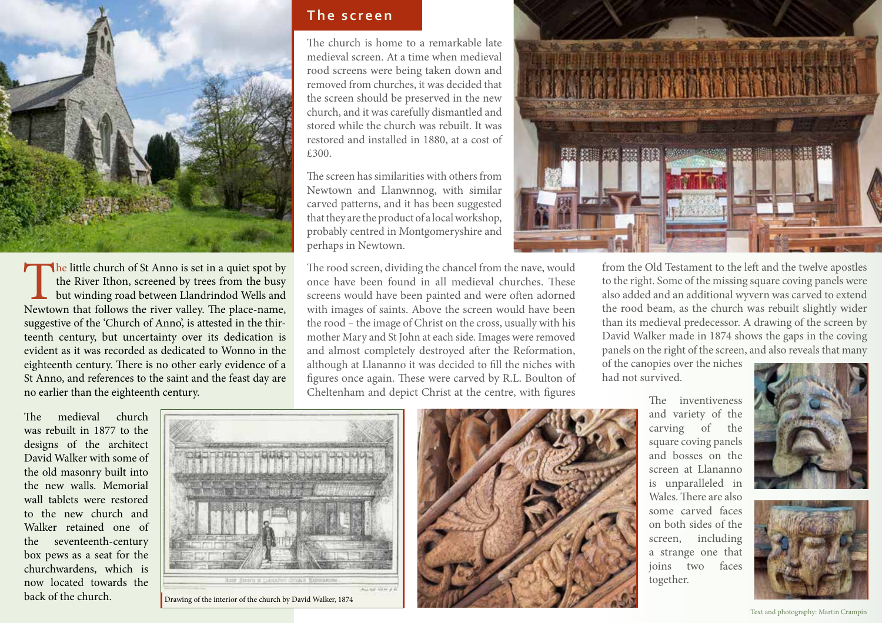The little church of St Anno is set in a quiet spot by the River Ithon, screened by trees from the busy but winding road between Llandrindod Wells and Newtown that follows the river valley. The place-name, suggestive of the 'Church of Anno', is attested in the thirteenth century, but uncertainty over its dedication is evident as it was recorded as dedicated to Wonno in the eighteenth century. There is no other early evidence of a St Anno, and references to the saint and the feast day are no earlier than the eighteenth century.

The medieval church was rebuilt in 1877 to the designs of the architect David Walker with some of the old masonry built into the new walls. Memorial wall tablets were restored to the new church and Walker retained one of the seventeenth-century box pews as a seat for the churchwardens, which is now located towards the back of the church.

Drawing of the interior of the church by David Walker, 1874

## The screen

The church is home to a remarkable late medieval screen. At a time when medieval rood screens were being taken down and removed from churches, it was decided that the screen should be preserved in the new church, and it was carefully dismantled and stored while the church was rebuilt. It was restored and installed in 1880, at a cost of £300.

The screen has similarities with others from Newtown and Llanwnnog, with similar carved patterns, and it has been suggested that they are the product of a local workshop, probably centred in Montgomeryshire and perhaps in Newtown.

The rood screen, dividing the chancel from the nave, would once have been found in all medieval churches. These screens would have been painted and were often adorned with images of saints. Above the screen would have been the rood – the image of Christ on the cross, usually with his mother Mary and St John at each side. Images were removed and almost completely destroyed after the Reformation, although at Llananno it was decided to fill the niches with figures once again. These were carved by R.L. Boulton of Cheltenham and depict Christ at the centre, with figures from the Old Testament to the left and the twelve apostles to the right. Some of the missing square coving panels were also added and an additional wyvern was carved to extend the rood beam, as the church was rebuilt slightly wider than its medieval predecessor. A drawing of the screen by David Walker made in 1874 shows the gaps in the coving panels on the right of the screen, and also reveals that many of the canopies over the niches had not survived.

The inventiveness and variety of the carving of the square coving panels and bosses on the screen at Llananno is unparalleled in Wales. There are also some carved faces on both sides of the screen, including a strange one that joins two faces together.

Text and photography: Martin Crampin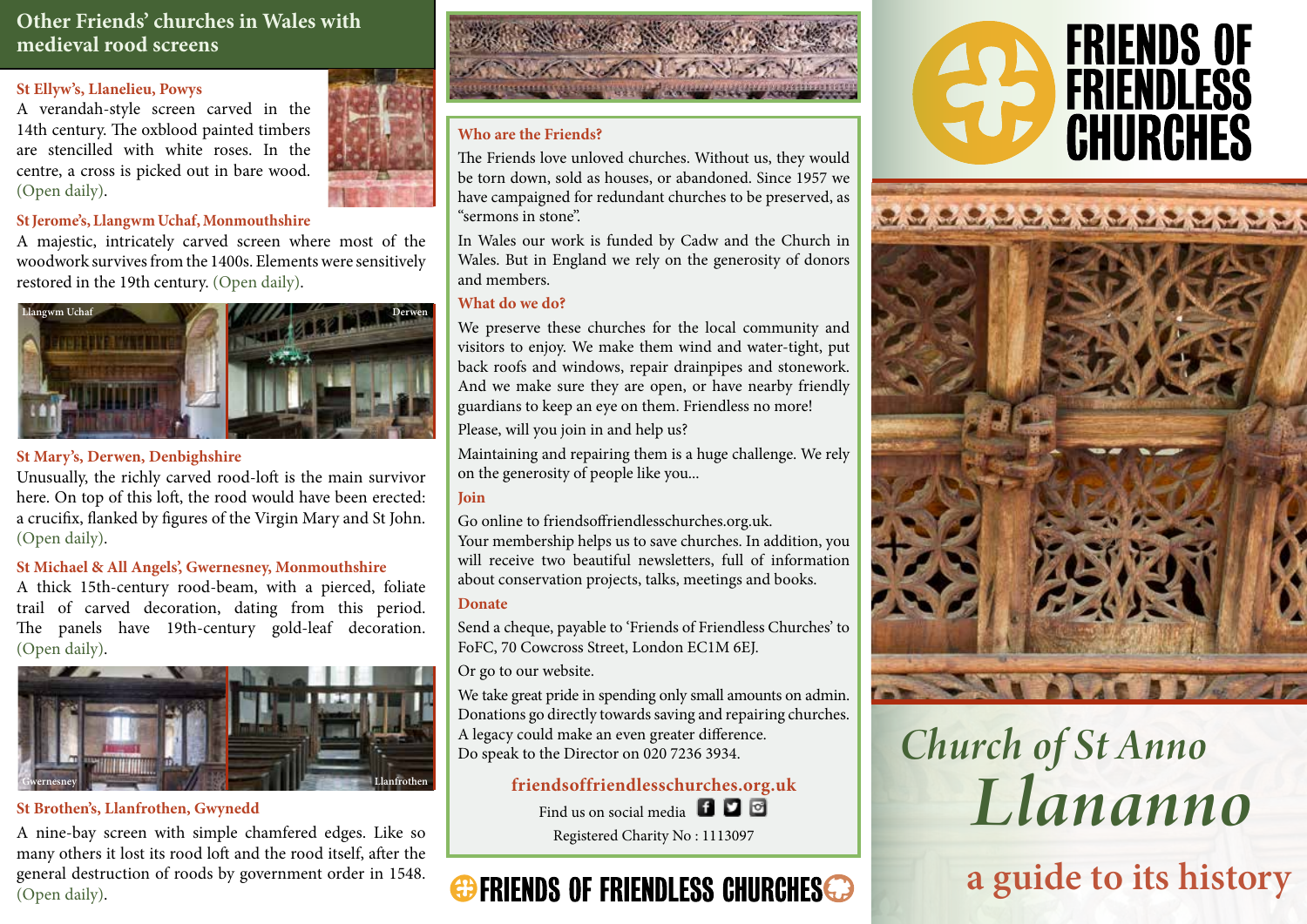## Other Friends' churches in Wales with medieval rood screens

### St Ellyw's, Llanelieu, Powys

A verandah-style screen carved in the 14th century. The oxblood painted timbers are stencilled with white roses. In the centre, a cross is picked out in bare wood. (Open daily).

### St Jerome's, Llangwm Uchaf, Monmouthshire

A majestic, intricately carved screen where most of the woodwork survives from the 1400s. Elements were sensitively restored in the 19th century. (Open daily).

Llangwm Uchaf

Derwen

### St Mary's, Derwen, Denbighshire

Unusually, the richly carved rood-loft is the main survivor here. On top of this loft, the rood would have been erected: a crucifix, flanked by figures of the Virgin Mary and St John. (Open daily).

### St Michael & All Angels', Gwernesney, Monmouthshire

A thick 15th-century rood-beam, with a pierced, foliate trail of carved decoration, dating from this period. The panels have 19th-century gold-leaf decoration. (Open daily).

Gwernesney

Llanfrothen

### St Brothen's, Llanfrothen, Gwynedd

A nine-bay screen with simple chamfered edges. Like so many others it lost its rood loft and the rood itself, after the general destruction of roods by government order in 1548. (Open daily).

### Who are the Friends?

The Friends love unloved churches. Without us, they would be torn down, sold as houses, or abandoned. Since 1957 we have campaigned for redundant churches to be preserved, as "sermons in stone".

In Wales our work is funded by Cadw and the Church in Wales. But in England we rely on the generosity of donors and members.

### What do we do?

We preserve these churches for the local community and visitors to enjoy. We make them wind and water-tight, put back roofs and windows, repair drainpipes and stonework. And we make sure they are open, or have nearby friendly guardians to keep an eye on them. Friendless no more!

Please, will you join in and help us?

Maintaining and repairing them is a huge challenge. We rely on the generosity of people like you...

### Join

Go online to friendsoffriendlesschurches.org.uk.
Your membership helps us to save churches. In addition, you will receive two beautiful newsletters, full of information about conservation projects, talks, meetings and books.

### Donate

Send a cheque, payable to 'Friends of Friendless Churches' to FoFC, 70 Cowcross Street, London EC1M 6EJ.

Or go to our website.

We take great pride in spending only small amounts on admin. Donations go directly towards saving and repairing churches. A legacy could make an even greater difference.
Do speak to the Director on 020 7236 3934.

**friendsoffriendlesschurches.org.uk**

Find us on social media

Registered Charity No : 1113097

FRIENDS OF FRIENDLESS CHURCHES

# FRIENDS OF FRIENDLESS CHURCHES

# *Church of St Anno Llananno*

## a guide to its history